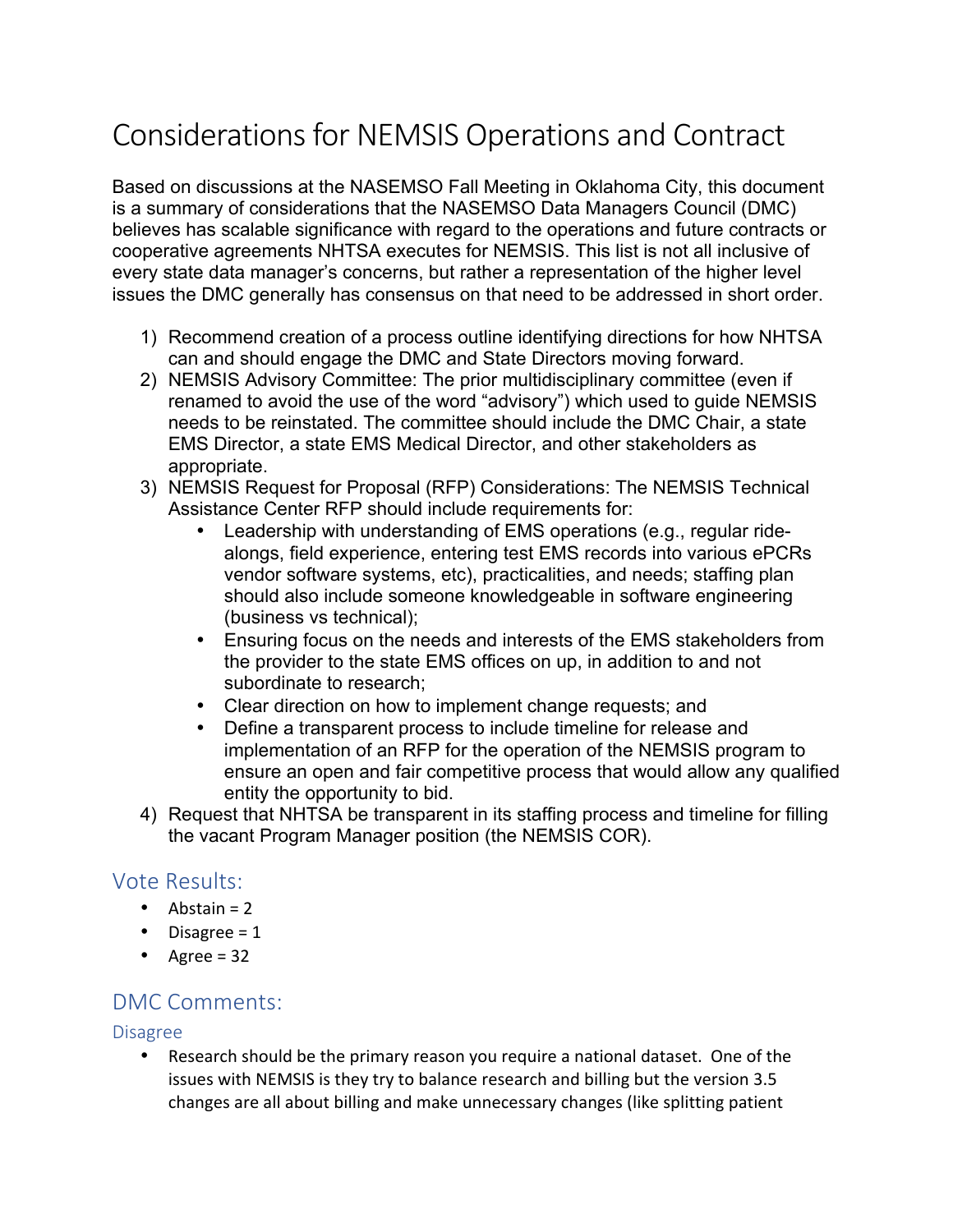# Considerations for NEMSIS Operations and Contract

Based on discussions at the NASEMSO Fall Meeting in Oklahoma City, this document is a summary of considerations that the NASEMSO Data Managers Council (DMC) believes has scalable significance with regard to the operations and future contracts or cooperative agreements NHTSA executes for NEMSIS. This list is not all inclusive of every state data manager's concerns, but rather a representation of the higher level issues the DMC generally has consensus on that need to be addressed in short order.

1) Recommend creation of a process outline identifying directions for how NHTSA can and should engage the DMC and State Directors moving forward.
2) NEMSIS Advisory Committee: The prior multidisciplinary committee (even if renamed to avoid the use of the word "advisory") which used to guide NEMSIS needs to be reinstated. The committee should include the DMC Chair, a state EMS Director, a state EMS Medical Director, and other stakeholders as appropriate.
3) NEMSIS Request for Proposal (RFP) Considerations: The NEMSIS Technical Assistance Center RFP should include requirements for:
   - Leadership with understanding of EMS operations (e.g., regular ride-alongs, field experience, entering test EMS records into various ePCRs vendor software systems, etc), practicalities, and needs; staffing plan should also include someone knowledgeable in software engineering (business vs technical);
   - Ensuring focus on the needs and interests of the EMS stakeholders from the provider to the state EMS offices on up, in addition to and not subordinate to research;
   - Clear direction on how to implement change requests; and
   - Define a transparent process to include timeline for release and implementation of an RFP for the operation of the NEMSIS program to ensure an open and fair competitive process that would allow any qualified entity the opportunity to bid.
4) Request that NHTSA be transparent in its staffing process and timeline for filling the vacant Program Manager position (the NEMSIS COR).

## Vote Results:

- Abstain = 2
- Disagree = 1
- Agree = 32

## DMC Comments:

### Disagree

- Research should be the primary reason you require a national dataset. One of the issues with NEMSIS is they try to balance research and billing but the version 3.5 changes are all about billing and make unnecessary changes (like splitting patient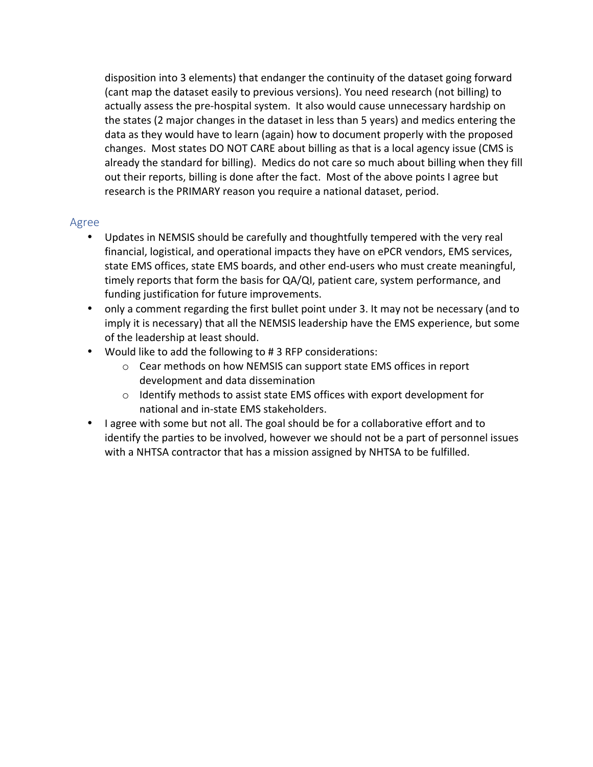disposition into 3 elements) that endanger the continuity of the dataset going forward (cant map the dataset easily to previous versions). You need research (not billing) to actually assess the pre-hospital system. It also would cause unnecessary hardship on the states (2 major changes in the dataset in less than 5 years) and medics entering the data as they would have to learn (again) how to document properly with the proposed changes. Most states DO NOT CARE about billing as that is a local agency issue (CMS is already the standard for billing). Medics do not care so much about billing when they fill out their reports, billing is done after the fact. Most of the above points I agree but research is the PRIMARY reason you require a national dataset, period.

## Agree

- Updates in NEMSIS should be carefully and thoughtfully tempered with the very real financial, logistical, and operational impacts they have on ePCR vendors, EMS services, state EMS offices, state EMS boards, and other end-users who must create meaningful, timely reports that form the basis for QA/QI, patient care, system performance, and funding justification for future improvements.
- only a comment regarding the first bullet point under 3. It may not be necessary (and to imply it is necessary) that all the NEMSIS leadership have the EMS experience, but some of the leadership at least should.
- Would like to add the following to # 3 RFP considerations:
  - Cear methods on how NEMSIS can support state EMS offices in report development and data dissemination
  - Identify methods to assist state EMS offices with export development for national and in-state EMS stakeholders.
- I agree with some but not all. The goal should be for a collaborative effort and to identify the parties to be involved, however we should not be a part of personnel issues with a NHTSA contractor that has a mission assigned by NHTSA to be fulfilled.